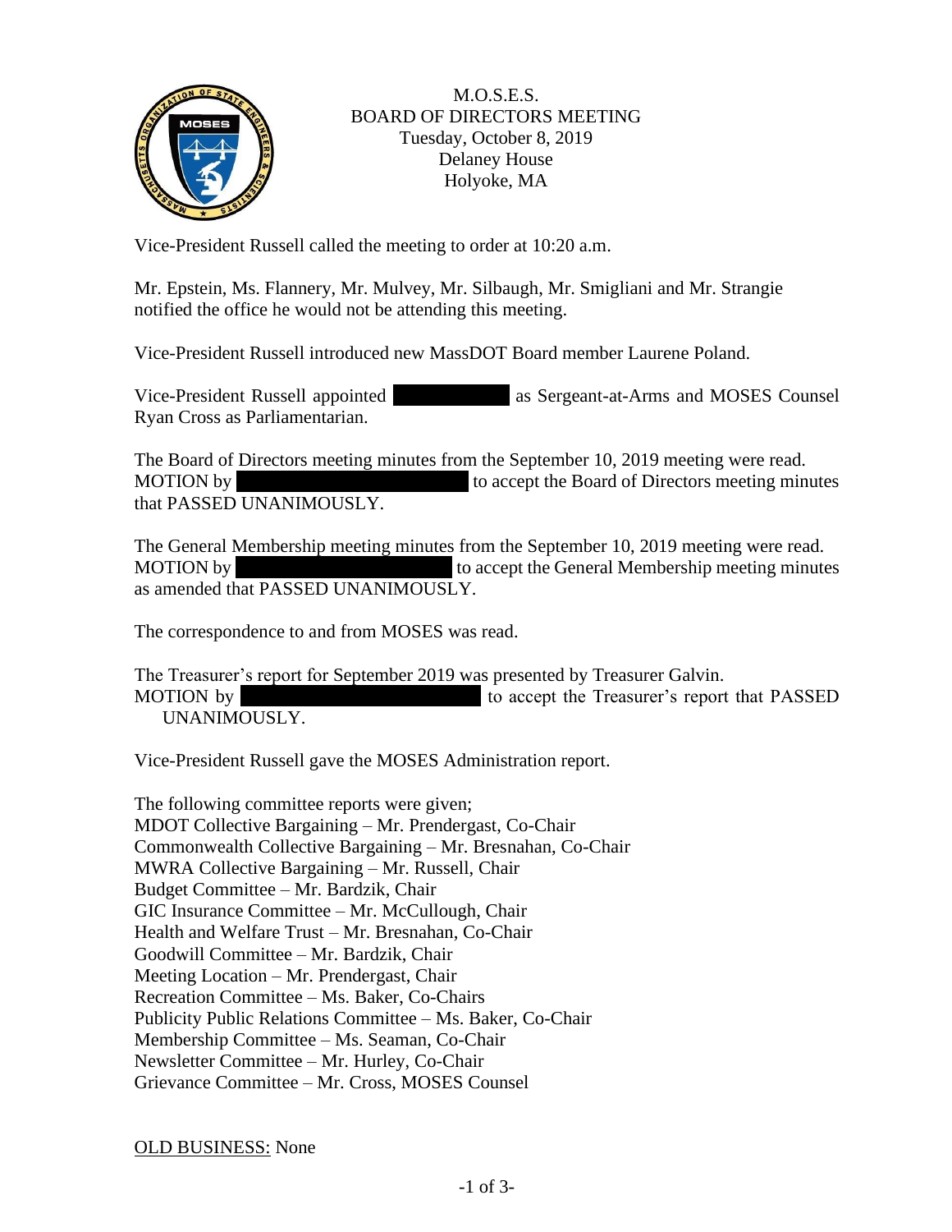M.O.S.E.S.
BOARD OF DIRECTORS MEETING
Tuesday, October 8, 2019
Delaney House
Holyoke, MA

Vice-President Russell called the meeting to order at 10:20 a.m.

Mr. Epstein, Ms. Flannery, Mr. Mulvey, Mr. Silbaugh, Mr. Smigliani and Mr. Strangie notified the office he would not be attending this meeting.

Vice-President Russell introduced new MassDOT Board member Laurene Poland.

Vice-President Russell appointed [REDACTED] as Sergeant-at-Arms and MOSES Counsel Ryan Cross as Parliamentarian.

The Board of Directors meeting minutes from the September 10, 2019 meeting were read.
MOTION by [REDACTED] to accept the Board of Directors meeting minutes that PASSED UNANIMOUSLY.

The General Membership meeting minutes from the September 10, 2019 meeting were read.
MOTION by [REDACTED] to accept the General Membership meeting minutes as amended that PASSED UNANIMOUSLY.

The correspondence to and from MOSES was read.

The Treasurer's report for September 2019 was presented by Treasurer Galvin.
MOTION by [REDACTED] to accept the Treasurer's report that PASSED UNANIMOUSLY.

Vice-President Russell gave the MOSES Administration report.

The following committee reports were given;
MDOT Collective Bargaining – Mr. Prendergast, Co-Chair
Commonwealth Collective Bargaining – Mr. Bresnahan, Co-Chair
MWRA Collective Bargaining – Mr. Russell, Chair
Budget Committee – Mr. Bardzik, Chair
GIC Insurance Committee – Mr. McCullough, Chair
Health and Welfare Trust – Mr. Bresnahan, Co-Chair
Goodwill Committee – Mr. Bardzik, Chair
Meeting Location – Mr. Prendergast, Chair
Recreation Committee – Ms. Baker, Co-Chairs
Publicity Public Relations Committee – Ms. Baker, Co-Chair
Membership Committee – Ms. Seaman, Co-Chair
Newsletter Committee – Mr. Hurley, Co-Chair
Grievance Committee – Mr. Cross, MOSES Counsel

OLD BUSINESS: None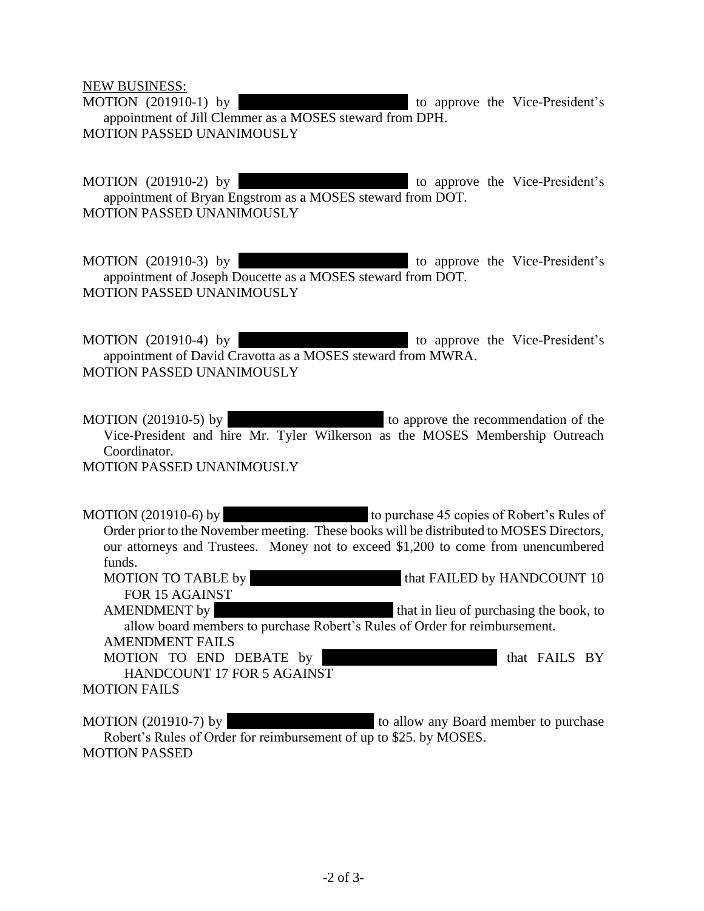NEW BUSINESS:

MOTION (201910-1) by [REDACTED] to approve the Vice-President's appointment of Jill Clemmer as a MOSES steward from DPH.
MOTION PASSED UNANIMOUSLY

MOTION (201910-2) by [REDACTED] to approve the Vice-President's appointment of Bryan Engstrom as a MOSES steward from DOT.
MOTION PASSED UNANIMOUSLY

MOTION (201910-3) by [REDACTED] to approve the Vice-President's appointment of Joseph Doucette as a MOSES steward from DOT.
MOTION PASSED UNANIMOUSLY

MOTION (201910-4) by [REDACTED] to approve the Vice-President's appointment of David Cravotta as a MOSES steward from MWRA.
MOTION PASSED UNANIMOUSLY

MOTION (201910-5) by [REDACTED] to approve the recommendation of the Vice-President and hire Mr. Tyler Wilkerson as the MOSES Membership Outreach Coordinator.
MOTION PASSED UNANIMOUSLY

MOTION (201910-6) by [REDACTED] to purchase 45 copies of Robert's Rules of Order prior to the November meeting. These books will be distributed to MOSES Directors, our attorneys and Trustees. Money not to exceed $1,200 to come from unencumbered funds.
MOTION TO TABLE by [REDACTED] that FAILED by HANDCOUNT 10 FOR 15 AGAINST
AMENDMENT by [REDACTED] that in lieu of purchasing the book, to allow board members to purchase Robert's Rules of Order for reimbursement.
AMENDMENT FAILS
MOTION TO END DEBATE by [REDACTED] that FAILS BY HANDCOUNT 17 FOR 5 AGAINST
MOTION FAILS

MOTION (201910-7) by [REDACTED] to allow any Board member to purchase Robert's Rules of Order for reimbursement of up to $25. by MOSES.
MOTION PASSED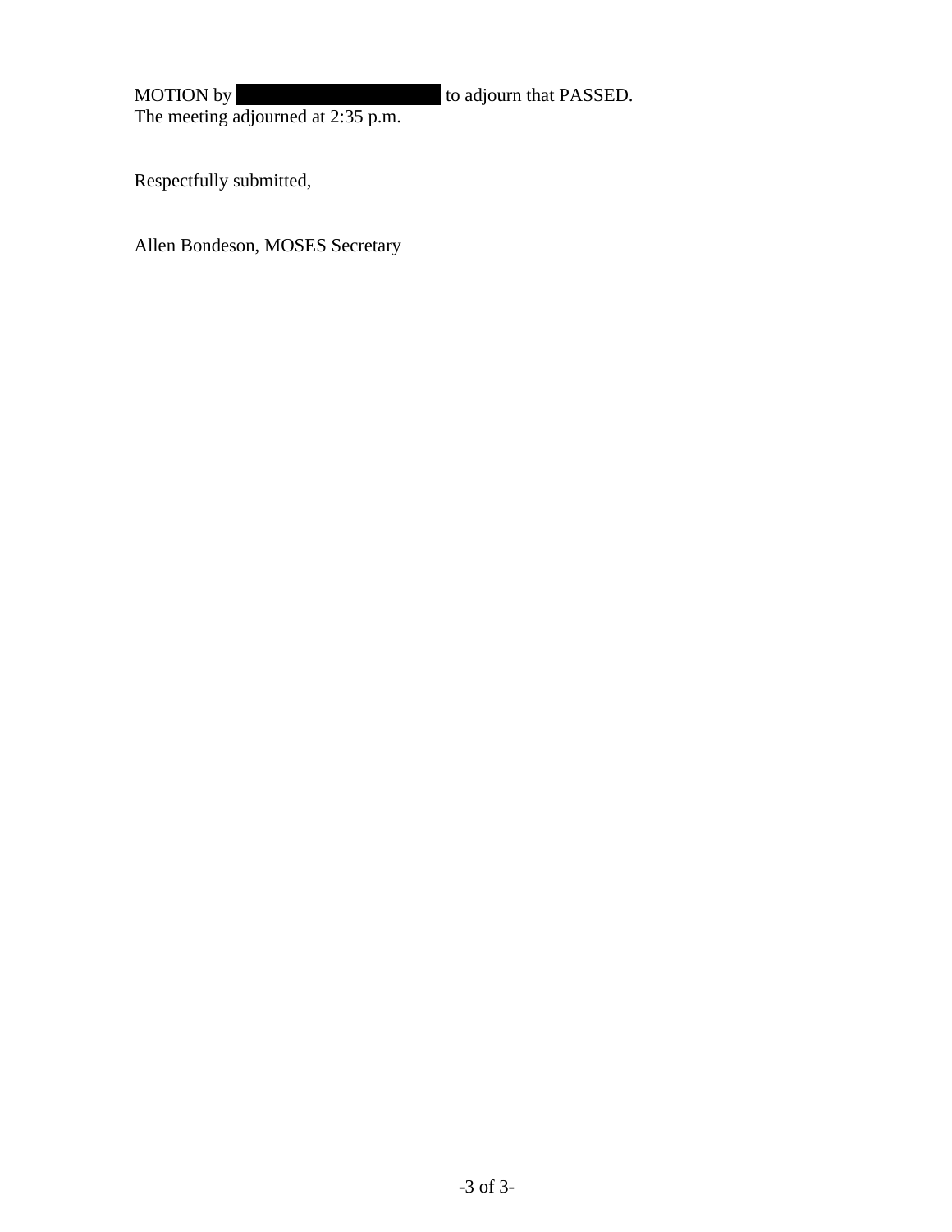MOTION by [REDACTED] to adjourn that PASSED.
The meeting adjourned at 2:35 p.m.

Respectfully submitted,

Allen Bondeson, MOSES Secretary